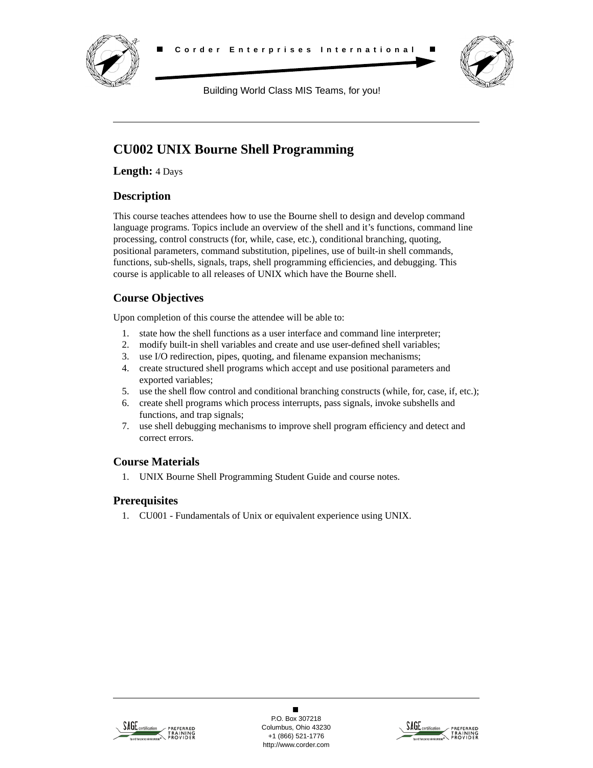Corder Enterprises International

Building World Class MIS Teams, for you!

# CU002 UNIX Bourne Shell Programming

**Length:** 4 Days

## Description

This course teaches attendees how to use the Bourne shell to design and develop command language programs. Topics include an overview of the shell and it's functions, command line processing, control constructs (for, while, case, etc.), conditional branching, quoting, positional parameters, command substitution, pipelines, use of built-in shell commands, functions, sub-shells, signals, traps, shell programming efficiencies, and debugging. This course is applicable to all releases of UNIX which have the Bourne shell.

## Course Objectives

Upon completion of this course the attendee will be able to:

1. state how the shell functions as a user interface and command line interpreter;
2. modify built-in shell variables and create and use user-defined shell variables;
3. use I/O redirection, pipes, quoting, and filename expansion mechanisms;
4. create structured shell programs which accept and use positional parameters and exported variables;
5. use the shell flow control and conditional branching constructs (while, for, case, if, etc.);
6. create shell programs which process interrupts, pass signals, invoke subshells and functions, and trap signals;
7. use shell debugging mechanisms to improve shell program efficiency and detect and correct errors.

## Course Materials

1. UNIX Bourne Shell Programming Student Guide and course notes.

## Prerequisites

1. CU001 - Fundamentals of Unix or equivalent experience using UNIX.

P.O. Box 307218
Columbus, Ohio 43230
+1 (866) 521-1776
http://www.corder.com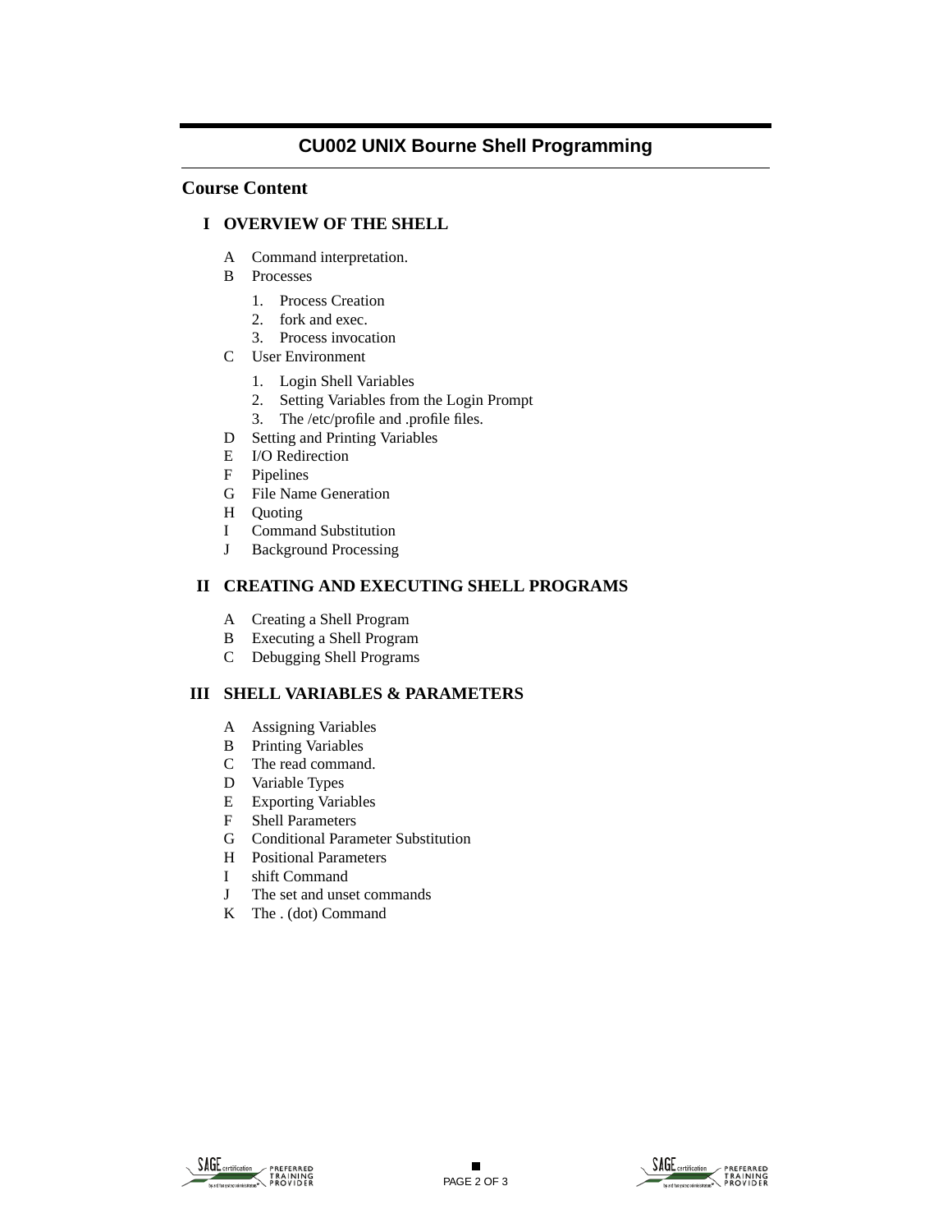# CU002 UNIX Bourne Shell Programming

## Course Content

### I OVERVIEW OF THE SHELL

- A Command interpretation.
- B Processes
  1. Process Creation
  2. fork and exec.
  3. Process invocation
- C User Environment
  1. Login Shell Variables
  2. Setting Variables from the Login Prompt
  3. The /etc/profile and .profile files.
- D Setting and Printing Variables
- E I/O Redirection
- F Pipelines
- G File Name Generation
- H Quoting
- I Command Substitution
- J Background Processing

### II CREATING AND EXECUTING SHELL PROGRAMS

- A Creating a Shell Program
- B Executing a Shell Program
- C Debugging Shell Programs

### III SHELL VARIABLES & PARAMETERS

- A Assigning Variables
- B Printing Variables
- C The read command.
- D Variable Types
- E Exporting Variables
- F Shell Parameters
- G Conditional Parameter Substitution
- H Positional Parameters
- I shift Command
- J The set and unset commands
- K The . (dot) Command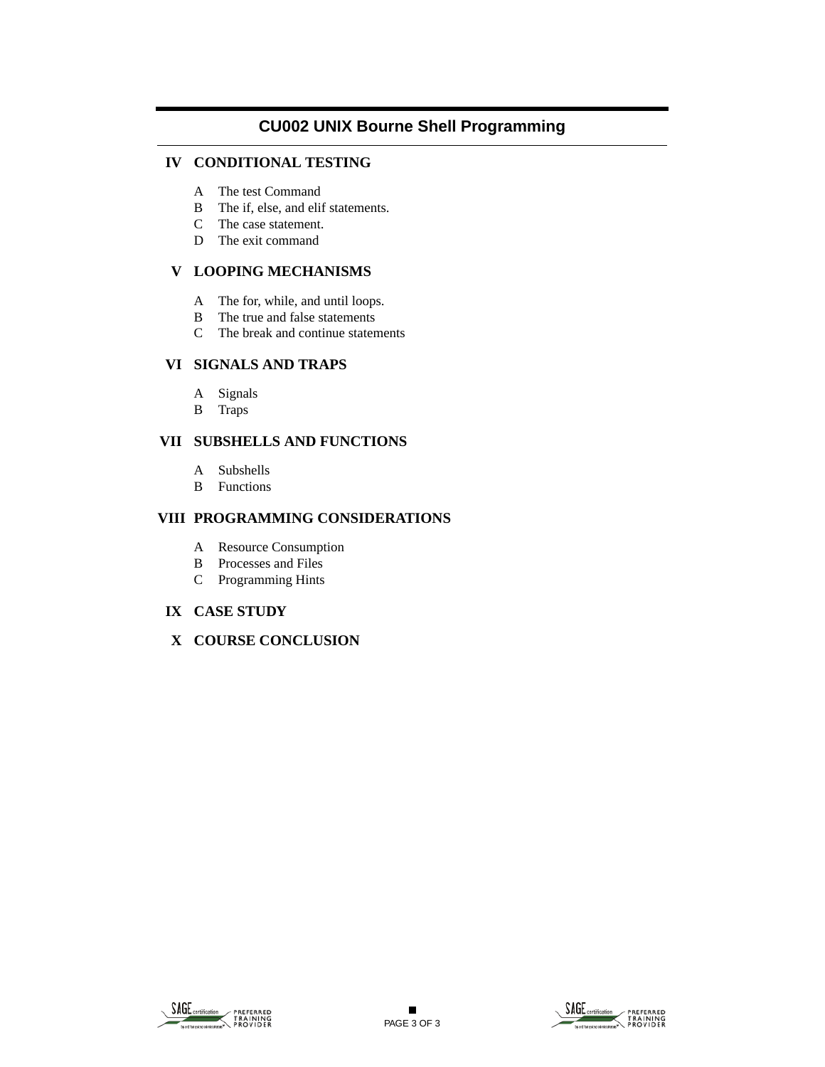# CU002 UNIX Bourne Shell Programming

## IV CONDITIONAL TESTING

- A The test Command
- B The if, else, and elif statements.
- C The case statement.
- D The exit command

## V LOOPING MECHANISMS

- A The for, while, and until loops.
- B The true and false statements
- C The break and continue statements

## VI SIGNALS AND TRAPS

- A Signals
- B Traps

## VII SUBSHELLS AND FUNCTIONS

- A Subshells
- B Functions

## VIII PROGRAMMING CONSIDERATIONS

- A Resource Consumption
- B Processes and Files
- C Programming Hints

## IX CASE STUDY

## X COURSE CONCLUSION